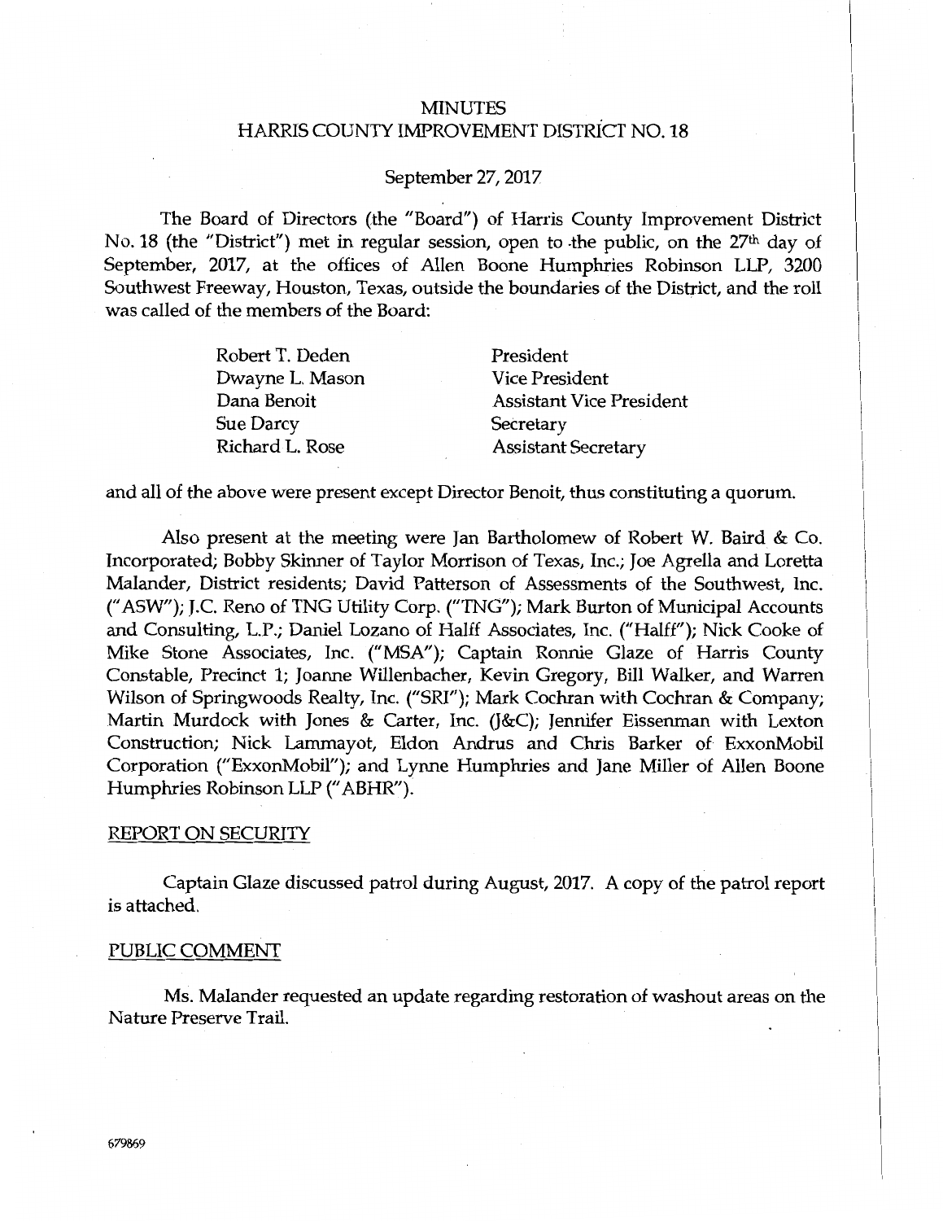# MINUTES
# HARRIS COUNTY IMPROVEMENT DISTRICT NO. 18

September 27, 2017

The Board of Directors (the "Board") of Harris County Improvement District No. 18 (the "District") met in regular session, open to the public, on the 27th day of September, 2017, at the offices of Allen Boone Humphries Robinson LLP, 3200 Southwest Freeway, Houston, Texas, outside the boundaries of the District, and the roll was called of the members of the Board:

| | |
|---|---|
| Robert T. Deden | President |
| Dwayne L. Mason | Vice President |
| Dana Benoit | Assistant Vice President |
| Sue Darcy | Secretary |
| Richard L. Rose | Assistant Secretary |

and all of the above were present except Director Benoit, thus constituting a quorum.

Also present at the meeting were Jan Bartholomew of Robert W. Baird & Co. Incorporated; Bobby Skinner of Taylor Morrison of Texas, Inc.; Joe Agrella and Loretta Malander, District residents; David Patterson of Assessments of the Southwest, Inc. ("ASW"); J.C. Reno of TNG Utility Corp. ("TNG"); Mark Burton of Municipal Accounts and Consulting, L.P.; Daniel Lozano of Halff Associates, Inc. ("Halff"); Nick Cooke of Mike Stone Associates, Inc. ("MSA"); Captain Ronnie Glaze of Harris County Constable, Precinct 1; Joanne Willenbacher, Kevin Gregory, Bill Walker, and Warren Wilson of Springwoods Realty, Inc. ("SRI"); Mark Cochran with Cochran & Company; Martin Murdock with Jones & Carter, Inc. (J&C); Jennifer Eissenman with Lexton Construction; Nick Lammayot, Eldon Andrus and Chris Barker of ExxonMobil Corporation ("ExxonMobil"); and Lynne Humphries and Jane Miller of Allen Boone Humphries Robinson LLP ("ABHR").

## REPORT ON SECURITY

Captain Glaze discussed patrol during August, 2017. A copy of the patrol report is attached.

## PUBLIC COMMENT

Ms. Malander requested an update regarding restoration of washout areas on the Nature Preserve Trail.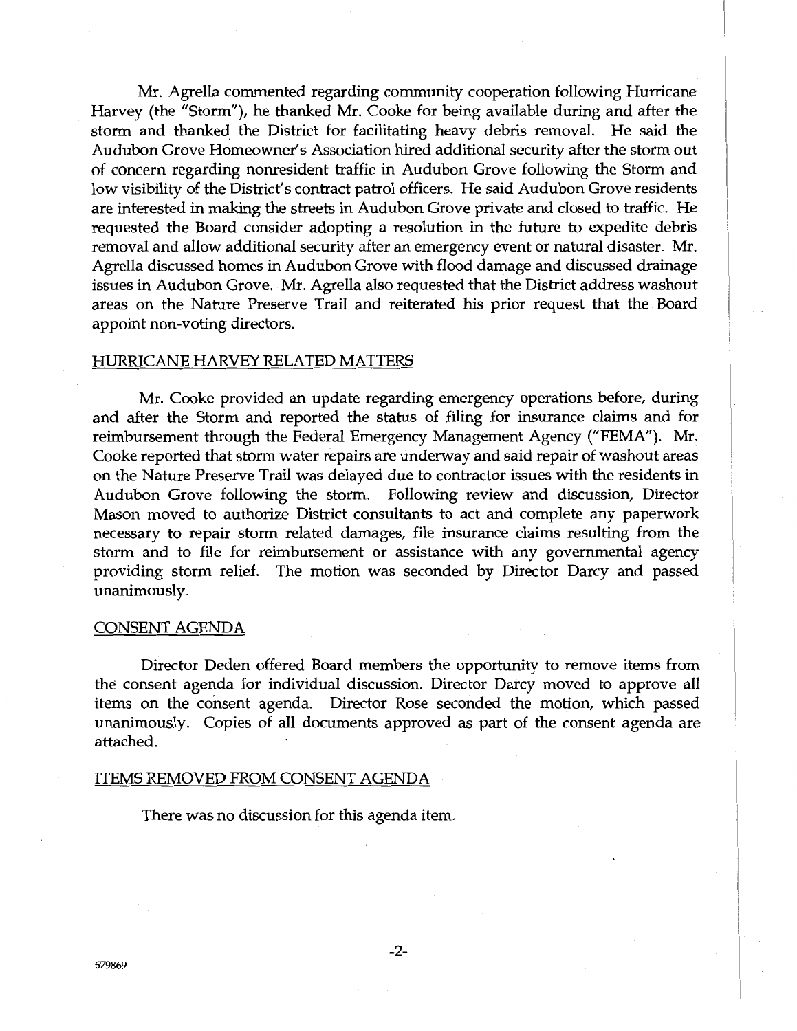Mr. Agrella commented regarding community cooperation following Hurricane Harvey (the "Storm"), he thanked Mr. Cooke for being available during and after the storm and thanked the District for facilitating heavy debris removal. He said the Audubon Grove Homeowner's Association hired additional security after the storm out of concern regarding nonresident traffic in Audubon Grove following the Storm and low visibility of the District's contract patrol officers. He said Audubon Grove residents are interested in making the streets in Audubon Grove private and closed to traffic. He requested the Board consider adopting a resolution in the future to expedite debris removal and allow additional security after an emergency event or natural disaster. Mr. Agrella discussed homes in Audubon Grove with flood damage and discussed drainage issues in Audubon Grove. Mr. Agrella also requested that the District address washout areas on the Nature Preserve Trail and reiterated his prior request that the Board appoint non-voting directors.

## HURRICANE HARVEY RELATED MATTERS

Mr. Cooke provided an update regarding emergency operations before, during and after the Storm and reported the status of filing for insurance claims and for reimbursement through the Federal Emergency Management Agency ("FEMA"). Mr. Cooke reported that storm water repairs are underway and said repair of washout areas on the Nature Preserve Trail was delayed due to contractor issues with the residents in Audubon Grove following the storm. Following review and discussion, Director Mason moved to authorize District consultants to act and complete any paperwork necessary to repair storm related damages, file insurance claims resulting from the storm and to file for reimbursement or assistance with any governmental agency providing storm relief. The motion was seconded by Director Darcy and passed unanimously.

## CONSENT AGENDA

Director Deden offered Board members the opportunity to remove items from the consent agenda for individual discussion. Director Darcy moved to approve all items on the consent agenda. Director Rose seconded the motion, which passed unanimously. Copies of all documents approved as part of the consent agenda are attached.

## ITEMS REMOVED FROM CONSENT AGENDA

There was no discussion for this agenda item.

679869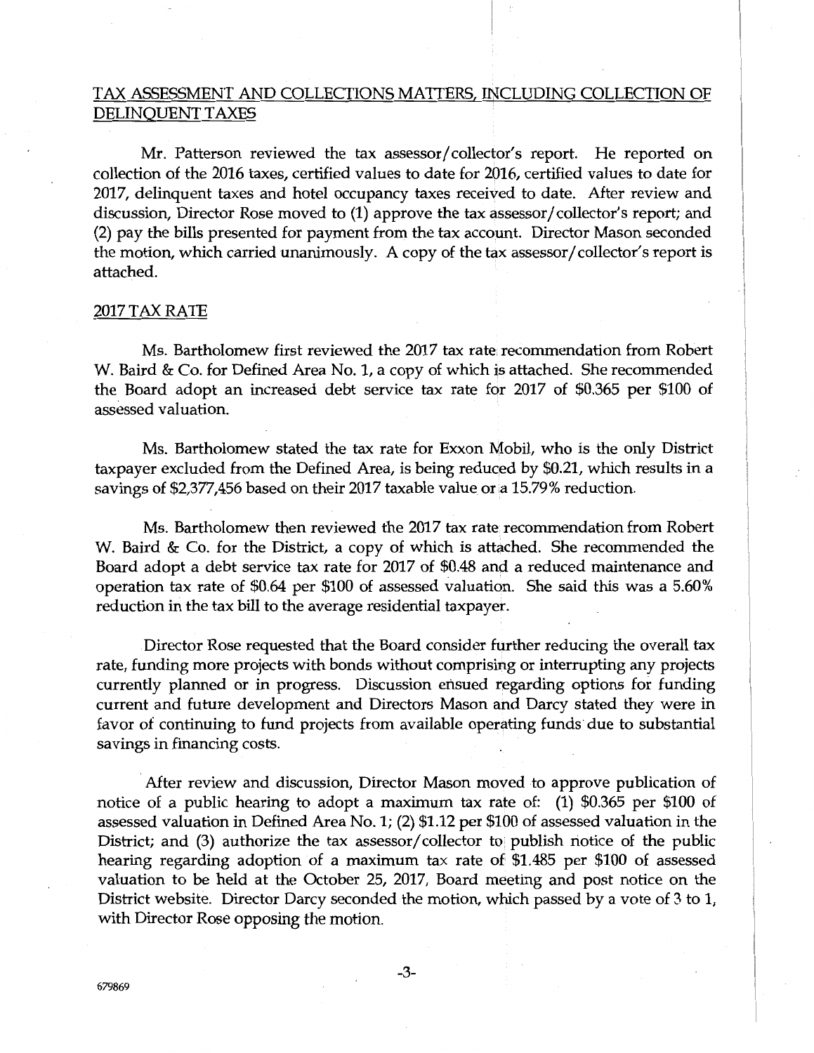## TAX ASSESSMENT AND COLLECTIONS MATTERS, INCLUDING COLLECTION OF DELINQUENT TAXES

Mr. Patterson reviewed the tax assessor/collector's report. He reported on collection of the 2016 taxes, certified values to date for 2016, certified values to date for 2017, delinquent taxes and hotel occupancy taxes received to date. After review and discussion, Director Rose moved to (1) approve the tax assessor/collector's report; and (2) pay the bills presented for payment from the tax account. Director Mason seconded the motion, which carried unanimously. A copy of the tax assessor/collector's report is attached.

## 2017 TAX RATE

Ms. Bartholomew first reviewed the 2017 tax rate recommendation from Robert W. Baird & Co. for Defined Area No. 1, a copy of which is attached. She recommended the Board adopt an increased debt service tax rate for 2017 of $0.365 per $100 of assessed valuation.

Ms. Bartholomew stated the tax rate for Exxon Mobil, who is the only District taxpayer excluded from the Defined Area, is being reduced by $0.21, which results in a savings of $2,377,456 based on their 2017 taxable value or a 15.79% reduction.

Ms. Bartholomew then reviewed the 2017 tax rate recommendation from Robert W. Baird & Co. for the District, a copy of which is attached. She recommended the Board adopt a debt service tax rate for 2017 of $0.48 and a reduced maintenance and operation tax rate of $0.64 per $100 of assessed valuation. She said this was a 5.60% reduction in the tax bill to the average residential taxpayer.

Director Rose requested that the Board consider further reducing the overall tax rate, funding more projects with bonds without comprising or interrupting any projects currently planned or in progress. Discussion ensued regarding options for funding current and future development and Directors Mason and Darcy stated they were in favor of continuing to fund projects from available operating funds due to substantial savings in financing costs.

After review and discussion, Director Mason moved to approve publication of notice of a public hearing to adopt a maximum tax rate of: (1) $0.365 per $100 of assessed valuation in Defined Area No. 1; (2) $1.12 per $100 of assessed valuation in the District; and (3) authorize the tax assessor/collector to publish notice of the public hearing regarding adoption of a maximum tax rate of $1.485 per $100 of assessed valuation to be held at the October 25, 2017, Board meeting and post notice on the District website. Director Darcy seconded the motion, which passed by a vote of 3 to 1, with Director Rose opposing the motion.

679869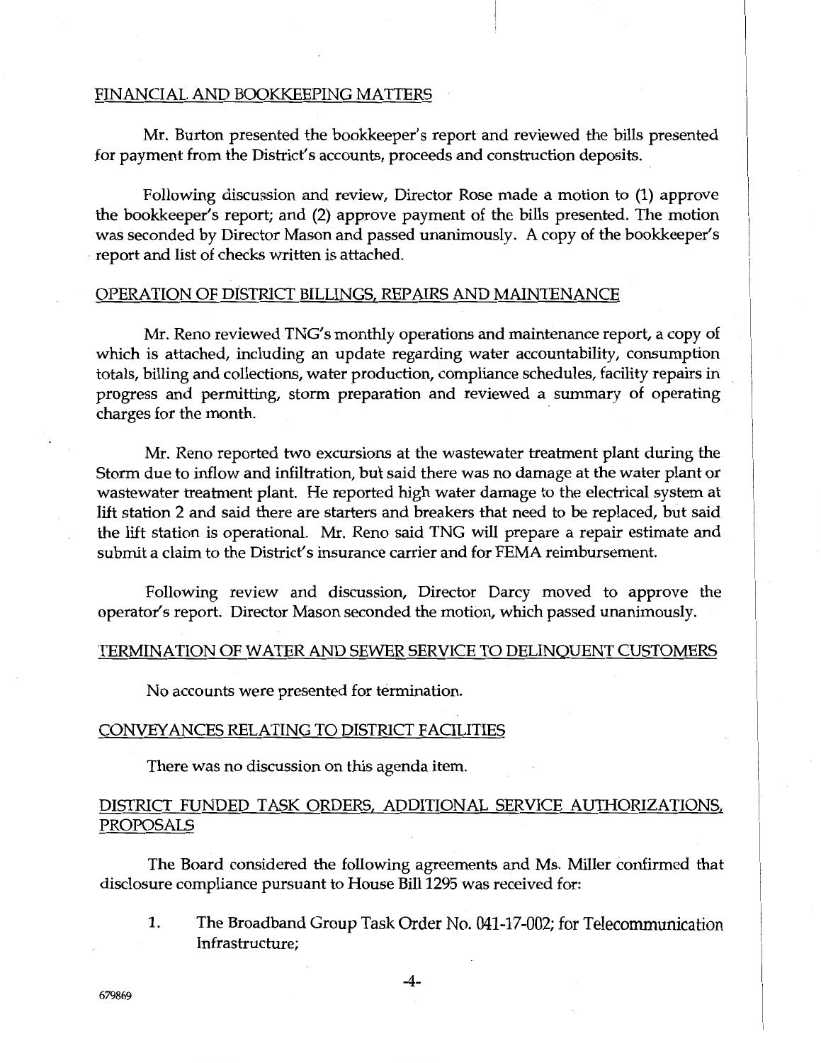## FINANCIAL AND BOOKKEEPING MATTERS

Mr. Burton presented the bookkeeper's report and reviewed the bills presented for payment from the District's accounts, proceeds and construction deposits.

Following discussion and review, Director Rose made a motion to (1) approve the bookkeeper's report; and (2) approve payment of the bills presented. The motion was seconded by Director Mason and passed unanimously. A copy of the bookkeeper's report and list of checks written is attached.

## OPERATION OF DISTRICT BILLINGS, REPAIRS AND MAINTENANCE

Mr. Reno reviewed TNG's monthly operations and maintenance report, a copy of which is attached, including an update regarding water accountability, consumption totals, billing and collections, water production, compliance schedules, facility repairs in progress and permitting, storm preparation and reviewed a summary of operating charges for the month.

Mr. Reno reported two excursions at the wastewater treatment plant during the Storm due to inflow and infiltration, but said there was no damage at the water plant or wastewater treatment plant. He reported high water damage to the electrical system at lift station 2 and said there are starters and breakers that need to be replaced, but said the lift station is operational. Mr. Reno said TNG will prepare a repair estimate and submit a claim to the District's insurance carrier and for FEMA reimbursement.

Following review and discussion, Director Darcy moved to approve the operator's report. Director Mason seconded the motion, which passed unanimously.

## TERMINATION OF WATER AND SEWER SERVICE TO DELINQUENT CUSTOMERS

No accounts were presented for termination.

## CONVEYANCES RELATING TO DISTRICT FACILITIES

There was no discussion on this agenda item.

## DISTRICT FUNDED TASK ORDERS, ADDITIONAL SERVICE AUTHORIZATIONS, PROPOSALS

The Board considered the following agreements and Ms. Miller confirmed that disclosure compliance pursuant to House Bill 1295 was received for:

1. The Broadband Group Task Order No. 041-17-002; for Telecommunication Infrastructure;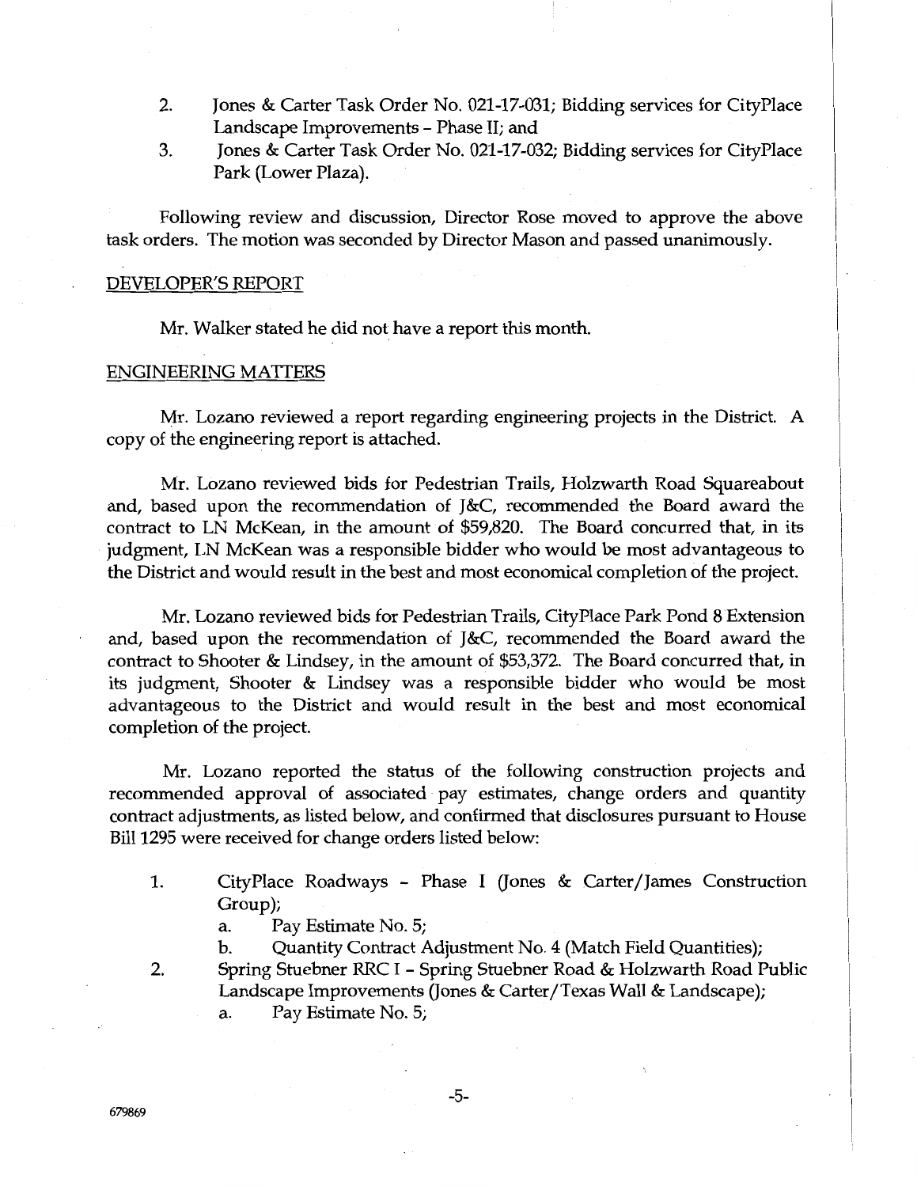2. Jones & Carter Task Order No. 021-17-031; Bidding services for CityPlace Landscape Improvements – Phase II; and
3. Jones & Carter Task Order No. 021-17-032; Bidding services for CityPlace Park (Lower Plaza).

Following review and discussion, Director Rose moved to approve the above task orders. The motion was seconded by Director Mason and passed unanimously.

DEVELOPER'S REPORT

Mr. Walker stated he did not have a report this month.

ENGINEERING MATTERS

Mr. Lozano reviewed a report regarding engineering projects in the District. A copy of the engineering report is attached.

Mr. Lozano reviewed bids for Pedestrian Trails, Holzwarth Road Squareabout and, based upon the recommendation of J&C, recommended the Board award the contract to LN McKean, in the amount of $59,820. The Board concurred that, in its judgment, LN McKean was a responsible bidder who would be most advantageous to the District and would result in the best and most economical completion of the project.

Mr. Lozano reviewed bids for Pedestrian Trails, CityPlace Park Pond 8 Extension and, based upon the recommendation of J&C, recommended the Board award the contract to Shooter & Lindsey, in the amount of $53,372. The Board concurred that, in its judgment, Shooter & Lindsey was a responsible bidder who would be most advantageous to the District and would result in the best and most economical completion of the project.

Mr. Lozano reported the status of the following construction projects and recommended approval of associated pay estimates, change orders and quantity contract adjustments, as listed below, and confirmed that disclosures pursuant to House Bill 1295 were received for change orders listed below:

1. CityPlace Roadways – Phase I (Jones & Carter/James Construction Group);
   a. Pay Estimate No. 5;
   b. Quantity Contract Adjustment No. 4 (Match Field Quantities);
2. Spring Stuebner RRC I – Spring Stuebner Road & Holzwarth Road Public Landscape Improvements (Jones & Carter/Texas Wall & Landscape);
   a. Pay Estimate No. 5;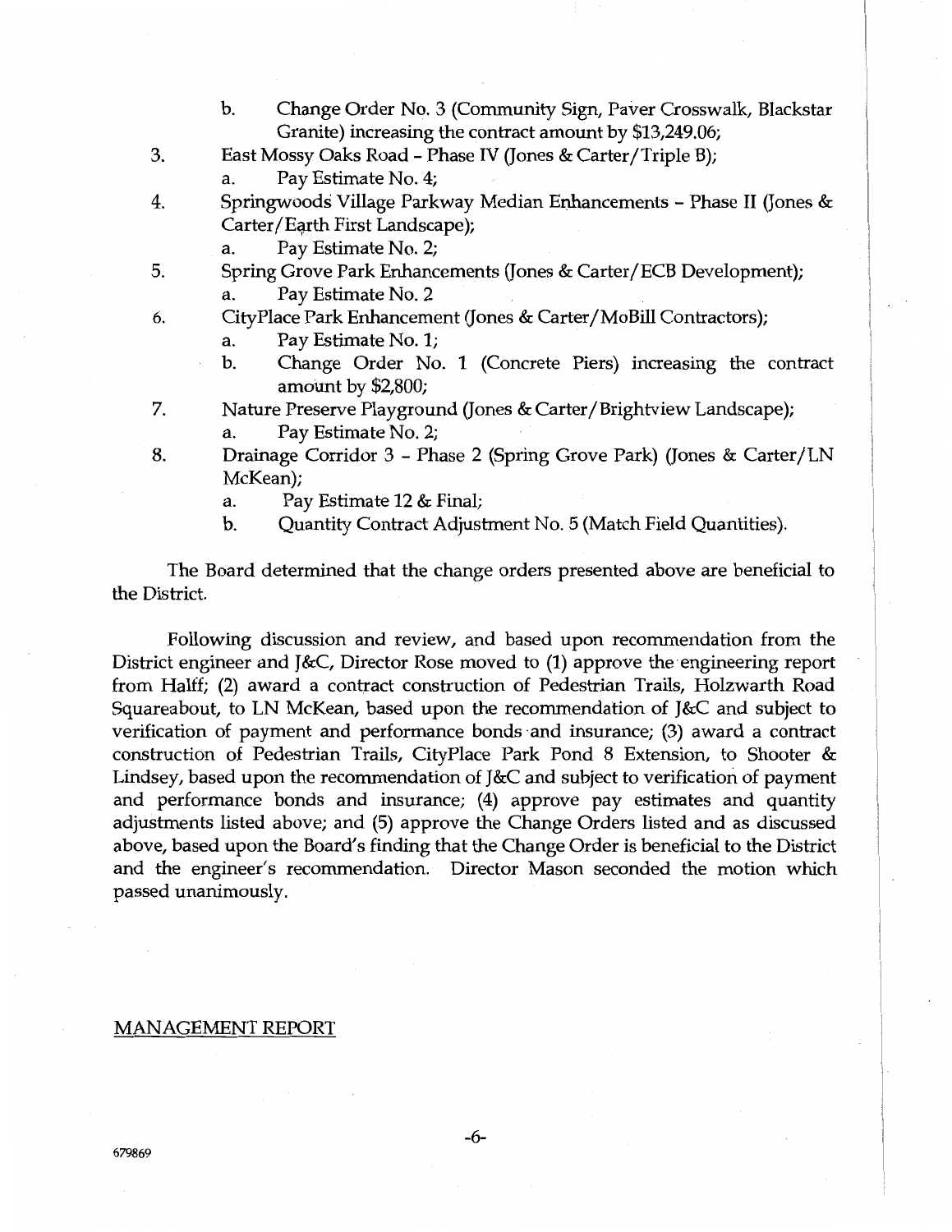b. Change Order No. 3 (Community Sign, Paver Crosswalk, Blackstar Granite) increasing the contract amount by $13,249.06;

3. East Mossy Oaks Road - Phase IV (Jones & Carter/Triple B);
    a. Pay Estimate No. 4;
4. Springwoods Village Parkway Median Enhancements - Phase II (Jones & Carter/Earth First Landscape);
    a. Pay Estimate No. 2;
5. Spring Grove Park Enhancements (Jones & Carter/ECB Development);
    a. Pay Estimate No. 2
6. CityPlace Park Enhancement (Jones & Carter/MoBill Contractors);
    a. Pay Estimate No. 1;
    b. Change Order No. 1 (Concrete Piers) increasing the contract amount by $2,800;
7. Nature Preserve Playground (Jones & Carter/Brightview Landscape);
    a. Pay Estimate No. 2;
8. Drainage Corridor 3 - Phase 2 (Spring Grove Park) (Jones & Carter/LN McKean);
    a. Pay Estimate 12 & Final;
    b. Quantity Contract Adjustment No. 5 (Match Field Quantities).

The Board determined that the change orders presented above are beneficial to the District.

Following discussion and review, and based upon recommendation from the District engineer and J&C, Director Rose moved to (1) approve the engineering report from Halff; (2) award a contract construction of Pedestrian Trails, Holzwarth Road Squareabout, to LN McKean, based upon the recommendation of J&C and subject to verification of payment and performance bonds and insurance; (3) award a contract construction of Pedestrian Trails, CityPlace Park Pond 8 Extension, to Shooter & Lindsey, based upon the recommendation of J&C and subject to verification of payment and performance bonds and insurance; (4) approve pay estimates and quantity adjustments listed above; and (5) approve the Change Orders listed and as discussed above, based upon the Board's finding that the Change Order is beneficial to the District and the engineer's recommendation. Director Mason seconded the motion which passed unanimously.

## MANAGEMENT REPORT

679869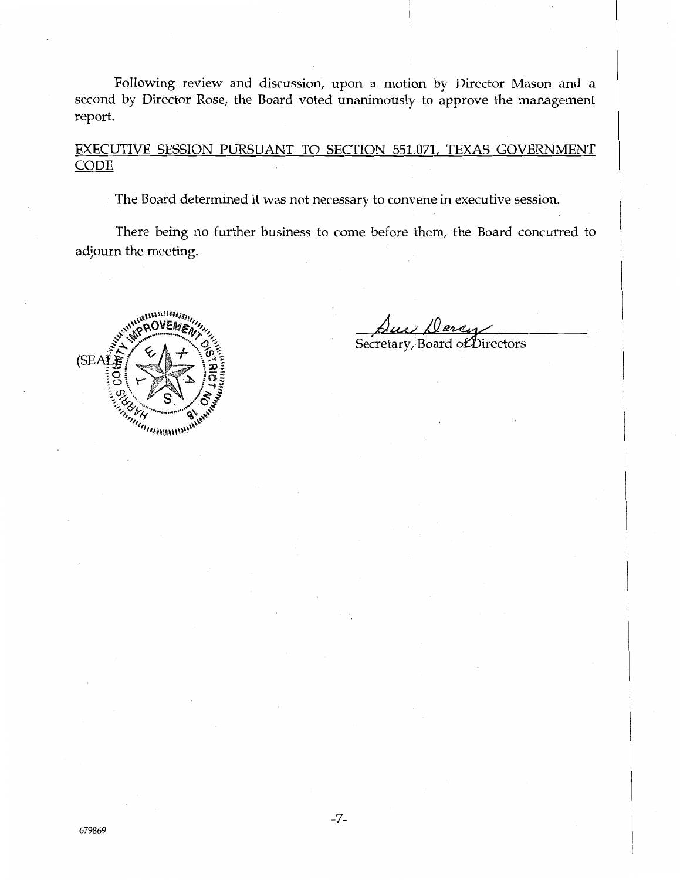Following review and discussion, upon a motion by Director Mason and a second by Director Rose, the Board voted unanimously to approve the management report.

EXECUTIVE SESSION PURSUANT TO SECTION 551.071, TEXAS GOVERNMENT CODE

The Board determined it was not necessary to convene in executive session.

There being no further business to come before them, the Board concurred to adjourn the meeting.

(SEAL)

Sue Darcy

Secretary, Board of Directors

679869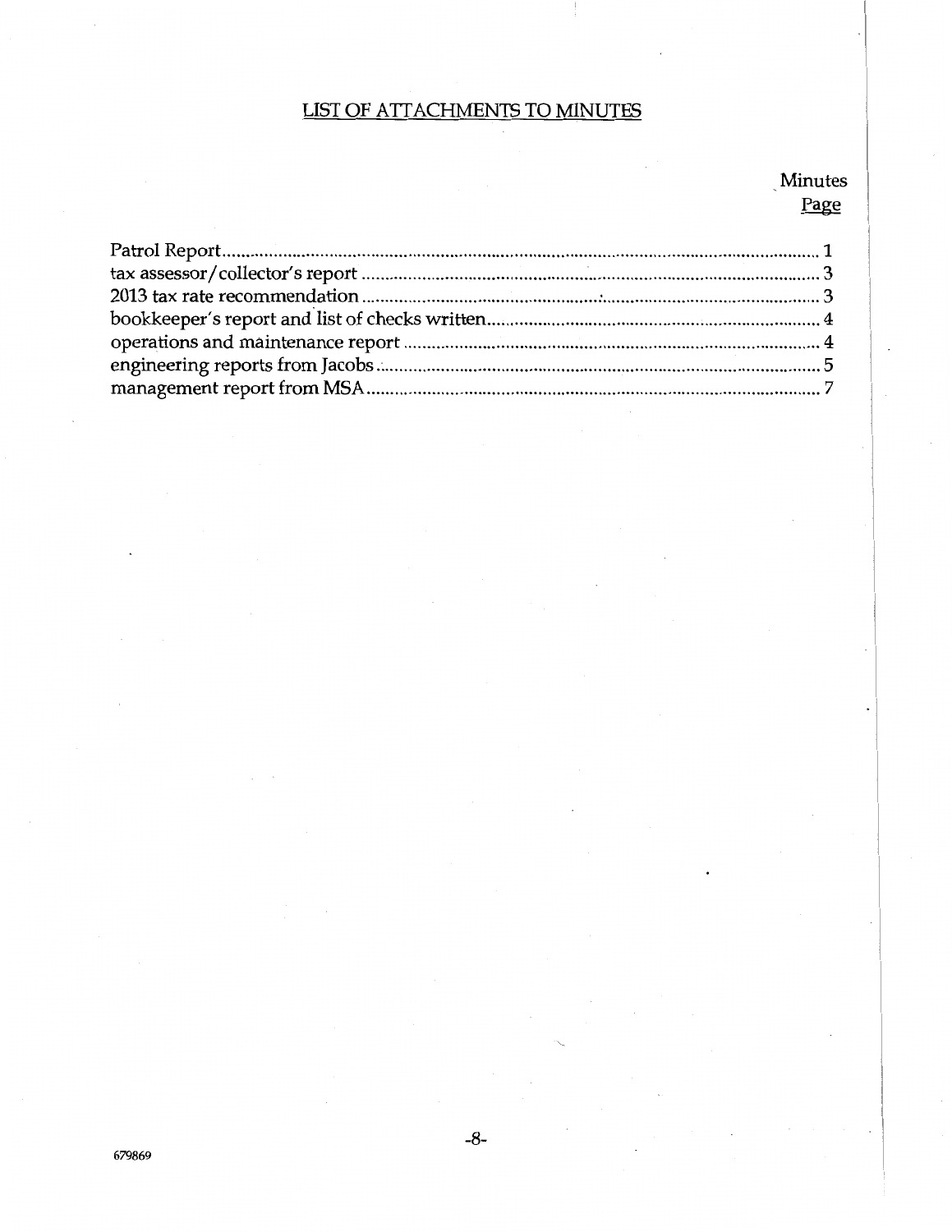## LIST OF ATTACHMENTS TO MINUTES

| | Minutes Page |
|---|---|
| Patrol Report | 1 |
| tax assessor/collector's report | 3 |
| 2013 tax rate recommendation | 3 |
| bookkeeper's report and list of checks written | 4 |
| operations and maintenance report | 4 |
| engineering reports from Jacobs | 5 |
| management report from MSA | 7 |

679869